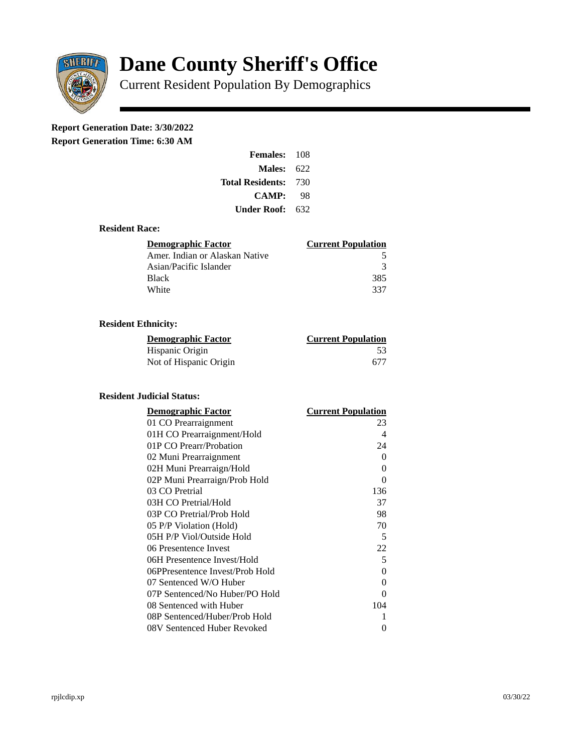# Dane County Sheriff's Office

Current Resident Population By Demographics

**Report Generation Date: 3/30/2022**
**Report Generation Time: 6:30 AM**

| | |
|---|---|
| **Females:** | 108 |
| **Males:** | 622 |
| **Total Residents:** | 730 |
| **CAMP:** | 98 |
| **Under Roof:** | 632 |

### Resident Race:

| Demographic Factor | Current Population |
|---|---|
| Amer. Indian or Alaskan Native | 5 |
| Asian/Pacific Islander | 3 |
| Black | 385 |
| White | 337 |

### Resident Ethnicity:

| Demographic Factor | Current Population |
|---|---|
| Hispanic Origin | 53 |
| Not of Hispanic Origin | 677 |

### Resident Judicial Status:

| Demographic Factor | Current Population |
|---|---|
| 01 CO Prearraignment | 23 |
| 01H CO Prearraignment/Hold | 4 |
| 01P CO Prearr/Probation | 24 |
| 02 Muni Prearraignment | 0 |
| 02H Muni Prearraign/Hold | 0 |
| 02P Muni Prearraign/Prob Hold | 0 |
| 03 CO Pretrial | 136 |
| 03H CO Pretrial/Hold | 37 |
| 03P CO Pretrial/Prob Hold | 98 |
| 05 P/P Violation (Hold) | 70 |
| 05H P/P Viol/Outside Hold | 5 |
| 06 Presentence Invest | 22 |
| 06H Presentence Invest/Hold | 5 |
| 06PPresentence Invest/Prob Hold | 0 |
| 07 Sentenced W/O Huber | 0 |
| 07P Sentenced/No Huber/PO Hold | 0 |
| 08 Sentenced with Huber | 104 |
| 08P Sentenced/Huber/Prob Hold | 1 |
| 08V Sentenced Huber Revoked | 0 |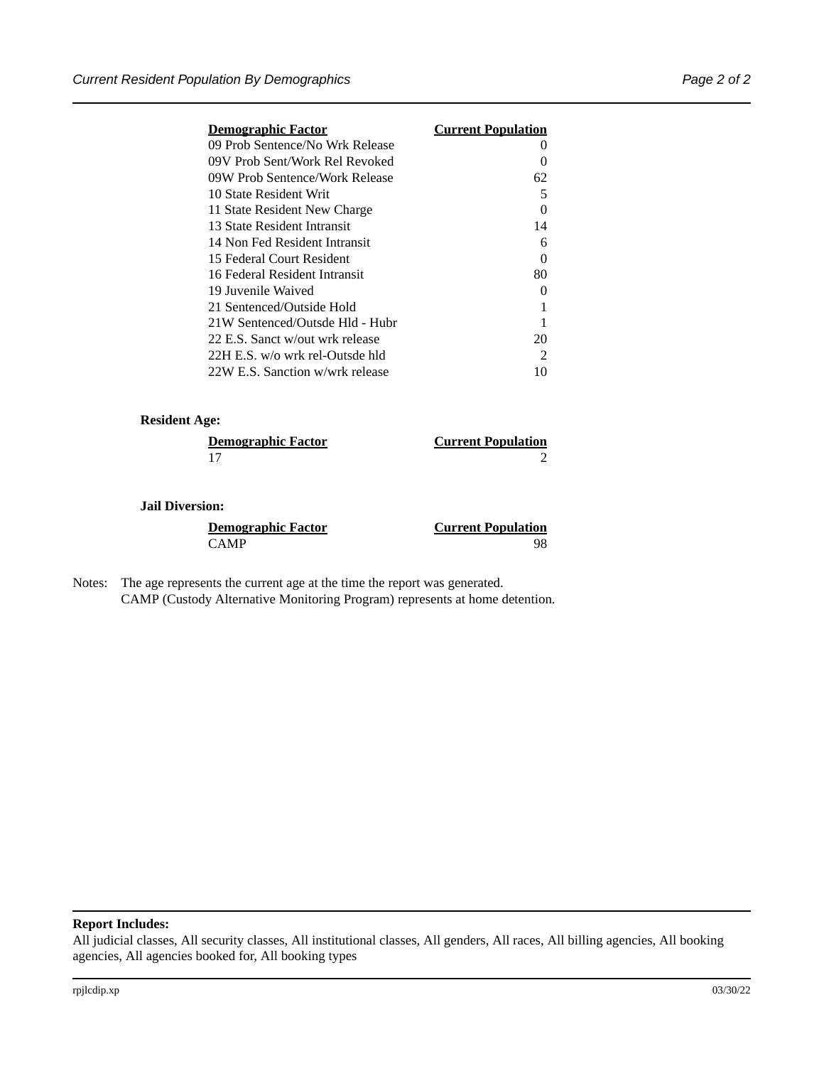| Demographic Factor | Current Population |
| --- | --- |
| 09 Prob Sentence/No Wrk Release | 0 |
| 09V Prob Sent/Work Rel Revoked | 0 |
| 09W Prob Sentence/Work Release | 62 |
| 10 State Resident Writ | 5 |
| 11 State Resident New Charge | 0 |
| 13 State Resident Intransit | 14 |
| 14 Non Fed Resident Intransit | 6 |
| 15 Federal Court Resident | 0 |
| 16 Federal Resident Intransit | 80 |
| 19 Juvenile Waived | 0 |
| 21 Sentenced/Outside Hold | 1 |
| 21W Sentenced/Outsde Hld - Hubr | 1 |
| 22 E.S. Sanct w/out wrk release | 20 |
| 22H E.S. w/o wrk rel-Outsde hld | 2 |
| 22W E.S. Sanction w/wrk release | 10 |

**Resident Age:**

| Demographic Factor | Current Population |
| --- | --- |
| 17 | 2 |

**Jail Diversion:**

| Demographic Factor | Current Population |
| --- | --- |
| CAMP | 98 |

Notes: The age represents the current age at the time the report was generated.
CAMP (Custody Alternative Monitoring Program) represents at home detention.

**Report Includes:**

All judicial classes, All security classes, All institutional classes, All genders, All races, All billing agencies, All booking agencies, All agencies booked for, All booking types

rpjlcdip.xp 03/30/22